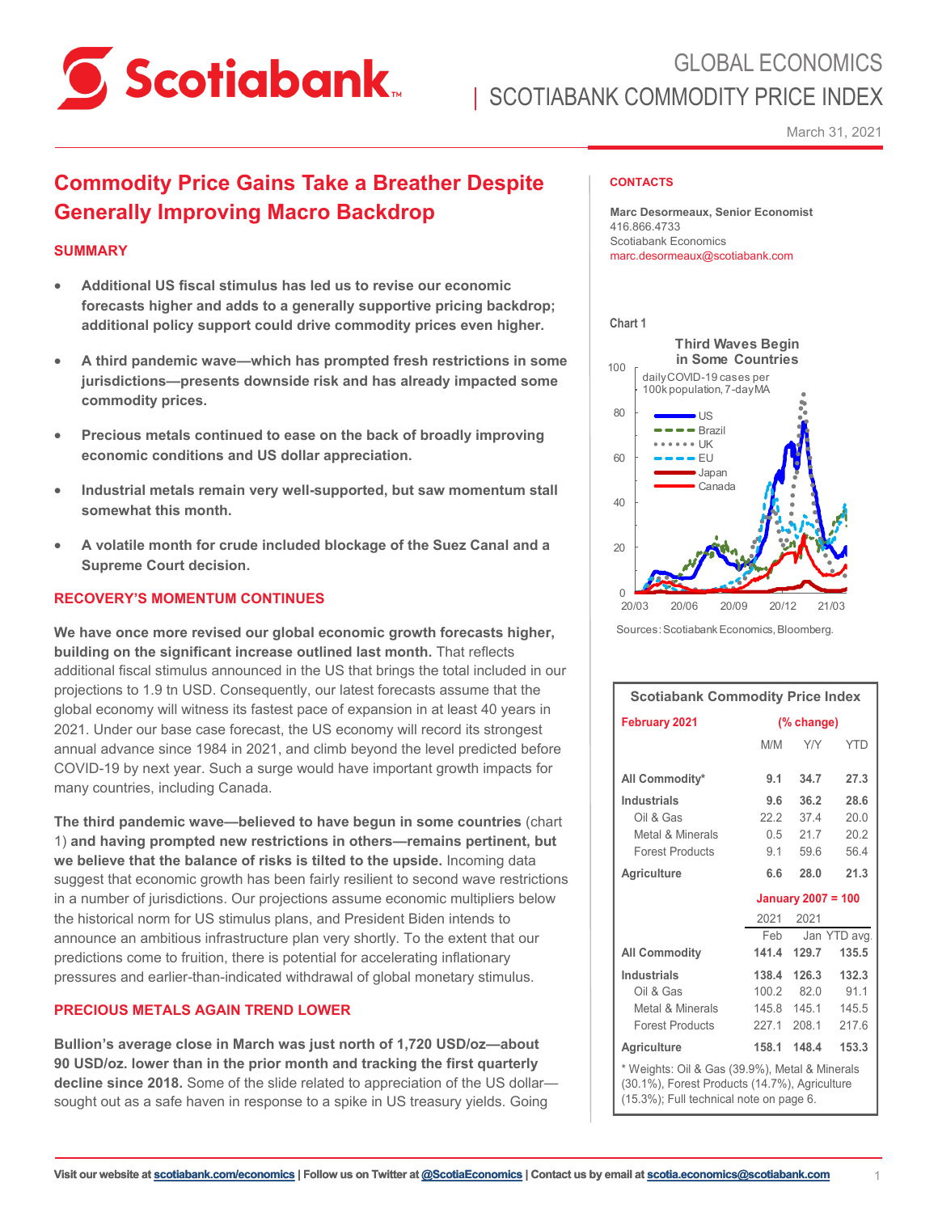# GLOBAL ECONOMICS | SCOTIABANK COMMODITY PRICE INDEX

March 31, 2021

## Commodity Price Gains Take a Breather Despite Generally Improving Macro Backdrop

### SUMMARY

- **Additional US fiscal stimulus has led us to revise our economic forecasts higher and adds to a generally supportive pricing backdrop; additional policy support could drive commodity prices even higher.**
- **A third pandemic wave—which has prompted fresh restrictions in some jurisdictions—presents downside risk and has already impacted some commodity prices.**
- **Precious metals continued to ease on the back of broadly improving economic conditions and US dollar appreciation.**
- **Industrial metals remain very well-supported, but saw momentum stall somewhat this month.**
- **A volatile month for crude included blockage of the Suez Canal and a Supreme Court decision.**

### RECOVERY'S MOMENTUM CONTINUES

**We have once more revised our global economic growth forecasts higher, building on the significant increase outlined last month.** That reflects additional fiscal stimulus announced in the US that brings the total included in our projections to 1.9 tn USD. Consequently, our latest forecasts assume that the global economy will witness its fastest pace of expansion in at least 40 years in 2021. Under our base case forecast, the US economy will record its strongest annual advance since 1984 in 2021, and climb beyond the level predicted before COVID-19 by next year. Such a surge would have important growth impacts for many countries, including Canada.

**The third pandemic wave—believed to have begun in some countries** (chart 1) **and having prompted new restrictions in others—remains pertinent, but we believe that the balance of risks is tilted to the upside.** Incoming data suggest that economic growth has been fairly resilient to second wave restrictions in a number of jurisdictions. Our projections assume economic multipliers below the historical norm for US stimulus plans, and President Biden intends to announce an ambitious infrastructure plan very shortly. To the extent that our predictions come to fruition, there is potential for accelerating inflationary pressures and earlier-than-indicated withdrawal of global monetary stimulus.

### PRECIOUS METALS AGAIN TREND LOWER

**Bullion's average close in March was just north of 1,720 USD/oz—about 90 USD/oz. lower than in the prior month and tracking the first quarterly decline since 2018.** Some of the slide related to appreciation of the US dollar—sought out as a safe haven in response to a spike in US treasury yields. Going

---

**CONTACTS**

**Marc Desormeaux, Senior Economist**
416.866.4733
Scotiabank Economics
marc.desormeaux@scotiabank.com

**Chart 1**

**Third Waves Begin in Some Countries**

daily COVID-19 cases per 100k population, 7-day MA

Legend: US, Brazil, UK, EU, Japan, Canada

Sources: Scotiabank Economics, Bloomberg.

| Scotiabank Commodity Price Index | | | |
|---|---|---|---|
| **February 2021** | **(% change)** | | |
| | M/M | Y/Y | YTD |
| **All Commodity*** | **9.1** | **34.7** | **27.3** |
| **Industrials** | **9.6** | **36.2** | **28.6** |
| Oil & Gas | 22.2 | 37.4 | 20.0 |
| Metal & Minerals | 0.5 | 21.7 | 20.2 |
| Forest Products | 9.1 | 59.6 | 56.4 |
| **Agriculture** | **6.6** | **28.0** | **21.3** |
| | **January 2007 = 100** | | |
| | 2021 | 2021 | |
| | Feb | Jan | YTD avg. |
| **All Commodity** | **141.4** | **129.7** | **135.5** |
| **Industrials** | **138.4** | **126.3** | **132.3** |
| Oil & Gas | 100.2 | 82.0 | 91.1 |
| Metal & Minerals | 145.8 | 145.1 | 145.5 |
| Forest Products | 227.1 | 208.1 | 217.6 |
| **Agriculture** | **158.1** | **148.4** | **153.3** |

\* Weights: Oil & Gas (39.9%), Metal & Minerals (30.1%), Forest Products (14.7%), Agriculture (15.3%); Full technical note on page 6.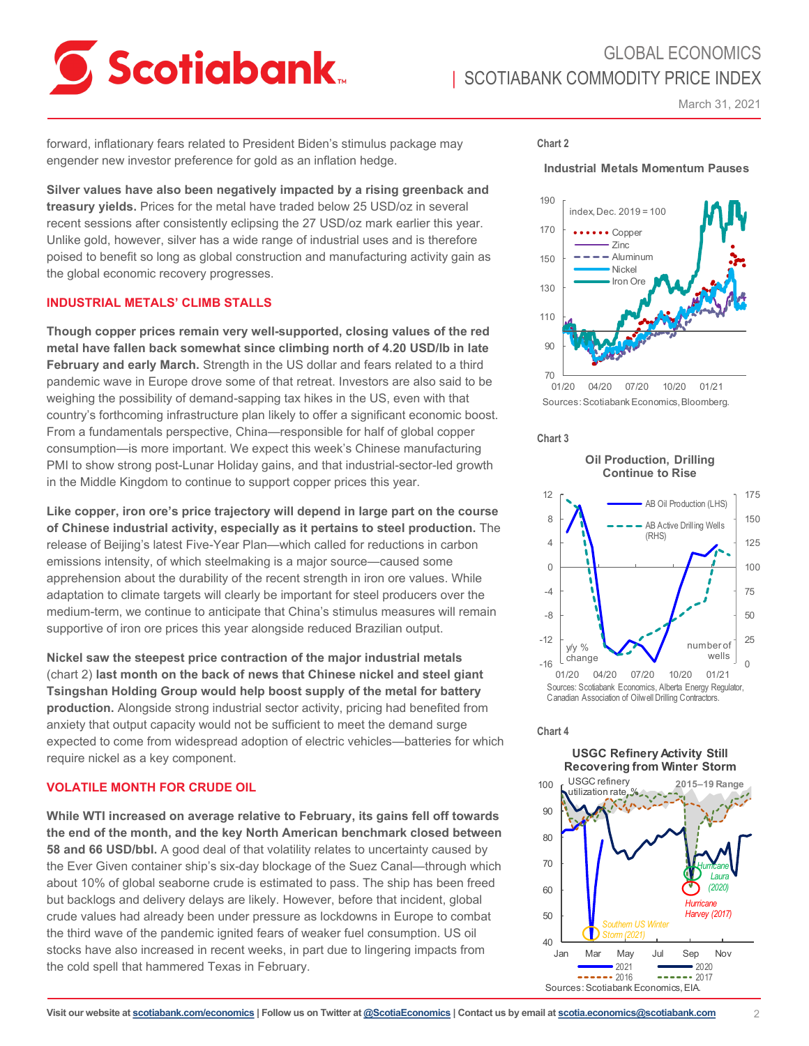forward, inflationary fears related to President Biden's stimulus package may engender new investor preference for gold as an inflation hedge.

**Silver values have also been negatively impacted by a rising greenback and treasury yields.** Prices for the metal have traded below 25 USD/oz in several recent sessions after consistently eclipsing the 27 USD/oz mark earlier this year. Unlike gold, however, silver has a wide range of industrial uses and is therefore poised to benefit so long as global construction and manufacturing activity gain as the global economic recovery progresses.

## INDUSTRIAL METALS' CLIMB STALLS

**Though copper prices remain very well-supported, closing values of the red metal have fallen back somewhat since climbing north of 4.20 USD/lb in late February and early March.** Strength in the US dollar and fears related to a third pandemic wave in Europe drove some of that retreat. Investors are also said to be weighing the possibility of demand-sapping tax hikes in the US, even with that country's forthcoming infrastructure plan likely to offer a significant economic boost. From a fundamentals perspective, China—responsible for half of global copper consumption—is more important. We expect this week's Chinese manufacturing PMI to show strong post-Lunar Holiday gains, and that industrial-sector-led growth in the Middle Kingdom to continue to support copper prices this year.

**Like copper, iron ore's price trajectory will depend in large part on the course of Chinese industrial activity, especially as it pertains to steel production.** The release of Beijing's latest Five-Year Plan—which called for reductions in carbon emissions intensity, of which steelmaking is a major source—caused some apprehension about the durability of the recent strength in iron ore values. While adaptation to climate targets will clearly be important for steel producers over the medium-term, we continue to anticipate that China's stimulus measures will remain supportive of iron ore prices this year alongside reduced Brazilian output.

**Nickel saw the steepest price contraction of the major industrial metals** (chart 2) **last month on the back of news that Chinese nickel and steel giant Tsingshan Holding Group would help boost supply of the metal for battery production.** Alongside strong industrial sector activity, pricing had benefited from anxiety that output capacity would not be sufficient to meet the demand surge expected to come from widespread adoption of electric vehicles—batteries for which require nickel as a key component.

## VOLATILE MONTH FOR CRUDE OIL

**While WTI increased on average relative to February, its gains fell off towards the end of the month, and the key North American benchmark closed between 58 and 66 USD/bbl.** A good deal of that volatility relates to uncertainty caused by the Ever Given container ship's six-day blockage of the Suez Canal—through which about 10% of global seaborne crude is estimated to pass. The ship has been freed but backlogs and delivery delays are likely. However, before that incident, global crude values had already been under pressure as lockdowns in Europe to combat the third wave of the pandemic ignited fears of weaker fuel consumption. US oil stocks have also increased in recent weeks, in part due to lingering impacts from the cold spell that hammered Texas in February.

**Chart 2**

**Industrial Metals Momentum Pauses**

Sources: Scotiabank Economics, Bloomberg.

**Chart 3**

**Oil Production, Drilling Continue to Rise**

Sources: Scotiabank Economics, Alberta Energy Regulator, Canadian Association of Oilwell Drilling Contractors.

**Chart 4**

**USGC Refinery Activity Still Recovering from Winter Storm**

Sources: Scotiabank Economics, EIA.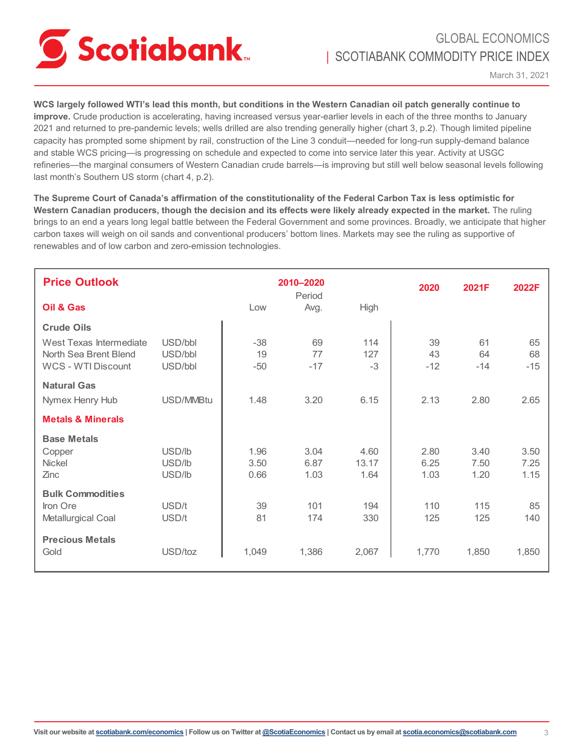**WCS largely followed WTI's lead this month, but conditions in the Western Canadian oil patch generally continue to improve.** Crude production is accelerating, having increased versus year-earlier levels in each of the three months to January 2021 and returned to pre-pandemic levels; wells drilled are also trending generally higher (chart 3, p.2). Though limited pipeline capacity has prompted some shipment by rail, construction of the Line 3 conduit—needed for long-run supply-demand balance and stable WCS pricing—is progressing on schedule and expected to come into service later this year. Activity at USGC refineries—the marginal consumers of Western Canadian crude barrels—is improving but still well below seasonal levels following last month's Southern US storm (chart 4, p.2).

**The Supreme Court of Canada's affirmation of the constitutionality of the Federal Carbon Tax is less optimistic for Western Canadian producers, though the decision and its effects were likely already expected in the market.** The ruling brings to an end a years long legal battle between the Federal Government and some provinces. Broadly, we anticipate that higher carbon taxes will weigh on oil sands and conventional producers' bottom lines. Markets may see the ruling as supportive of renewables and of low carbon and zero-emission technologies.

## Price Outlook

| | | 2010–2020 | | | 2020 | 2021F | 2022F |
|---|---|---|---|---|---|---|---|
| **Oil & Gas** | | Low | Period Avg. | High | | | |
| **Crude Oils** | | | | | | | |
| West Texas Intermediate | USD/bbl | -38 | 69 | 114 | 39 | 61 | 65 |
| North Sea Brent Blend | USD/bbl | 19 | 77 | 127 | 43 | 64 | 68 |
| WCS - WTI Discount | USD/bbl | -50 | -17 | -3 | -12 | -14 | -15 |
| **Natural Gas** | | | | | | | |
| Nymex Henry Hub | USD/MMBtu | 1.48 | 3.20 | 6.15 | 2.13 | 2.80 | 2.65 |
| **Metals & Minerals** | | | | | | | |
| **Base Metals** | | | | | | | |
| Copper | USD/lb | 1.96 | 3.04 | 4.60 | 2.80 | 3.40 | 3.50 |
| Nickel | USD/lb | 3.50 | 6.87 | 13.17 | 6.25 | 7.50 | 7.25 |
| Zinc | USD/lb | 0.66 | 1.03 | 1.64 | 1.03 | 1.20 | 1.15 |
| **Bulk Commodities** | | | | | | | |
| Iron Ore | USD/t | 39 | 101 | 194 | 110 | 115 | 85 |
| Metallurgical Coal | USD/t | 81 | 174 | 330 | 125 | 125 | 140 |
| **Precious Metals** | | | | | | | |
| Gold | USD/toz | 1,049 | 1,386 | 2,067 | 1,770 | 1,850 | 1,850 |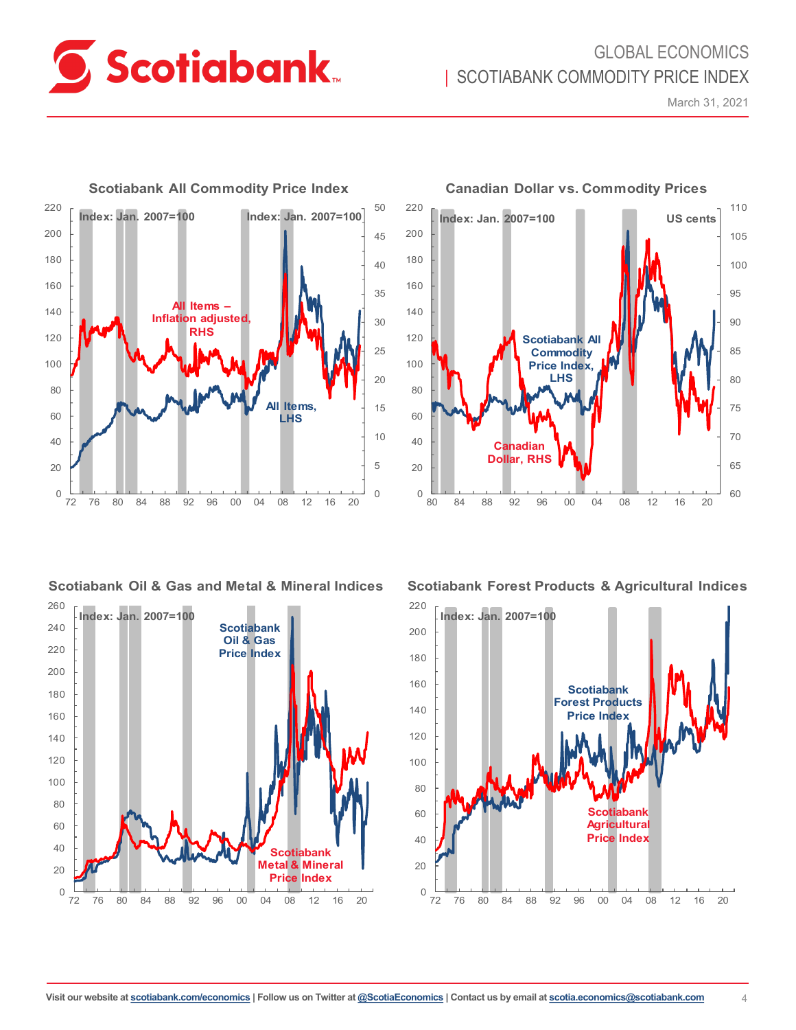**Scotiabank All Commodity Price Index**

Index: Jan. 2007=100

Index: Jan. 2007=100

All Items – Inflation adjusted, RHS

All Items, LHS

**Canadian Dollar vs. Commodity Prices**

Index: Jan. 2007=100

US cents

Scotiabank All Commodity Price Index, LHS

Canadian Dollar, RHS

**Scotiabank Oil & Gas and Metal & Mineral Indices**

Index: Jan. 2007=100

Scotiabank Oil & Gas Price Index

Scotiabank Metal & Mineral Price Index

**Scotiabank Forest Products & Agricultural Indices**

Index: Jan. 2007=100

Scotiabank Forest Products Price Index

Scotiabank Agricultural Price Index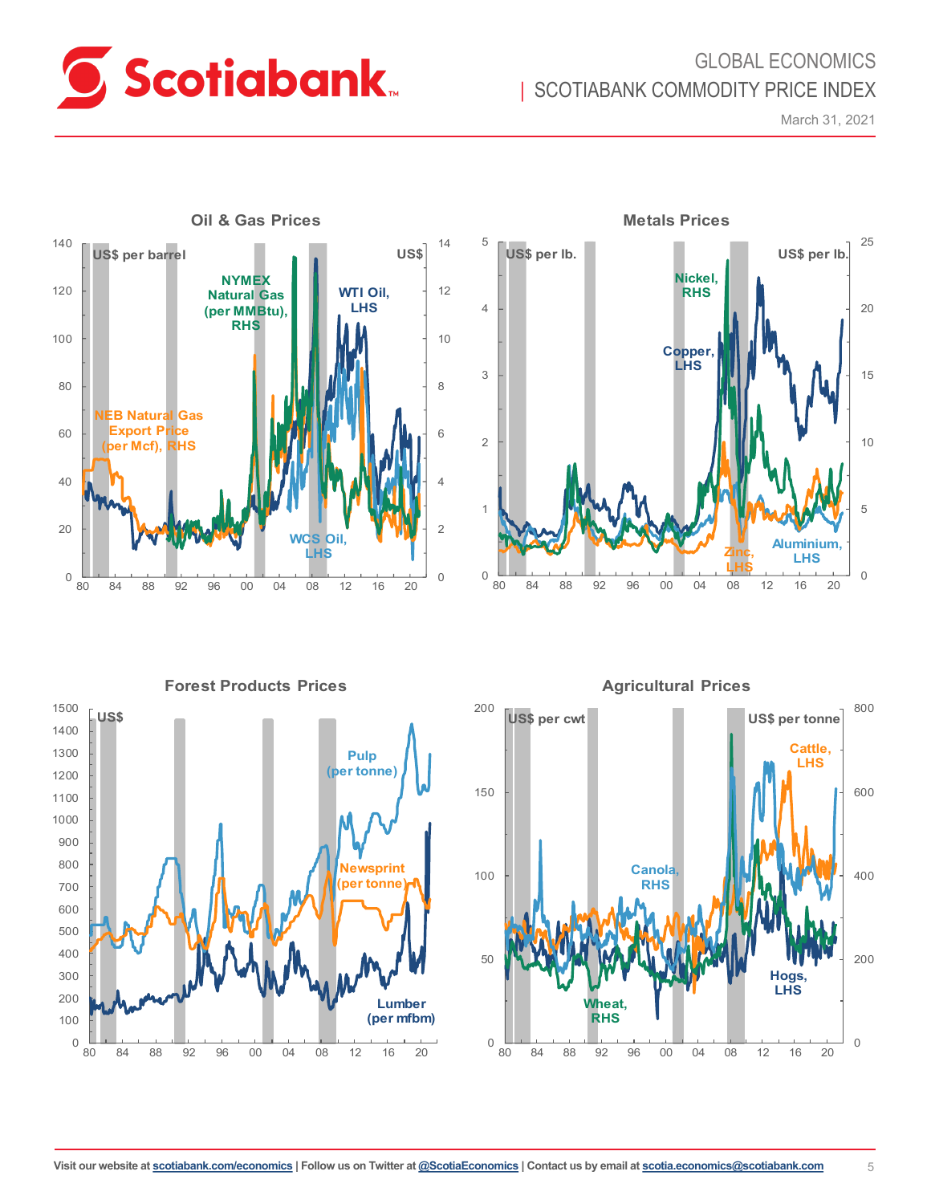#### Oil & Gas Prices

US$ per barrel | US$

NYMEX Natural Gas (per MMBtu), RHS

WTI Oil, LHS

NEB Natural Gas Export Price (per Mcf), RHS

WCS Oil, LHS

#### Metals Prices

US$ per lb. | US$ per lb.

Nickel, RHS

Copper, LHS

Zinc, LHS

Aluminium, LHS

#### Forest Products Prices

US$

Pulp (per tonne)

Newsprint (per tonne)

Lumber (per mfbm)

#### Agricultural Prices

US$ per cwt | US$ per tonne

Cattle, LHS

Canola, RHS

Hogs, LHS

Wheat, RHS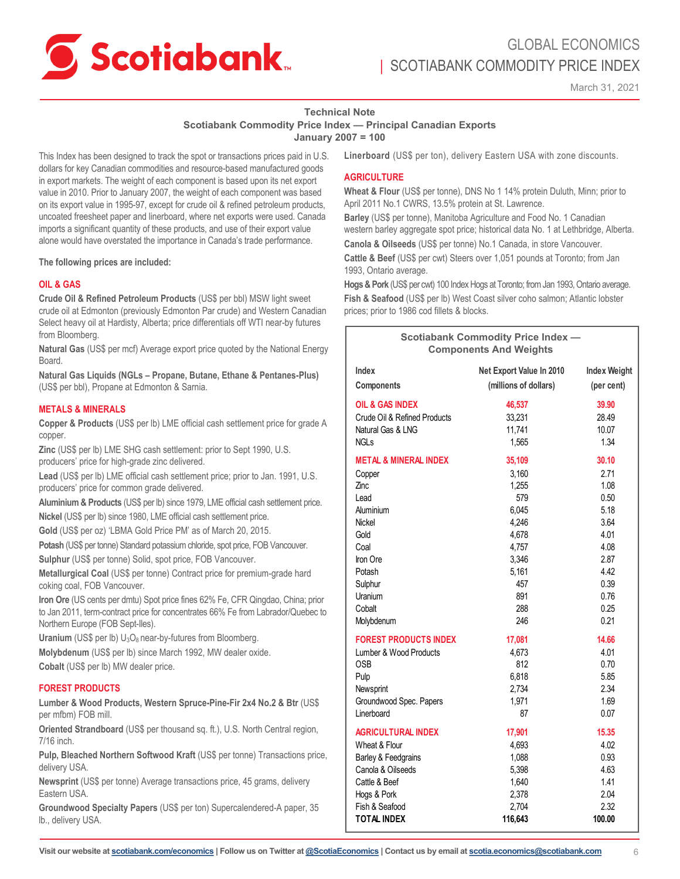## Technical Note

### Scotiabank Commodity Price Index — Principal Canadian Exports
### January 2007 = 100

This Index has been designed to track the spot or transactions prices paid in U.S. dollars for key Canadian commodities and resource-based manufactured goods in export markets. The weight of each component is based upon its net export value in 2010. Prior to January 2007, the weight of each component was based on its export value in 1995-97, except for crude oil & refined petroleum products, uncoated freesheet paper and linerboard, where net exports were used. Canada imports a significant quantity of these products, and use of their export value alone would have overstated the importance in Canada's trade performance.

**The following prices are included:**

#### OIL & GAS

**Crude Oil & Refined Petroleum Products** (US$ per bbl) MSW light sweet crude oil at Edmonton (previously Edmonton Par crude) and Western Canadian Select heavy oil at Hardisty, Alberta; price differentials off WTI near-by futures from Bloomberg.

**Natural Gas** (US$ per mcf) Average export price quoted by the National Energy Board.

**Natural Gas Liquids (NGLs – Propane, Butane, Ethane & Pentanes-Plus)** (US$ per bbl), Propane at Edmonton & Sarnia.

#### METALS & MINERALS

**Copper & Products** (US$ per lb) LME official cash settlement price for grade A copper.

**Zinc** (US$ per lb) LME SHG cash settlement: prior to Sept 1990, U.S. producers' price for high-grade zinc delivered.

**Lead** (US$ per lb) LME official cash settlement price; prior to Jan. 1991, U.S. producers' price for common grade delivered.

**Aluminium & Products** (US$ per lb) since 1979, LME official cash settlement price.

**Nickel** (US$ per lb) since 1980, LME official cash settlement price.

**Gold** (US$ per oz) 'LBMA Gold Price PM' as of March 20, 2015.

**Potash** (US$ per tonne) Standard potassium chloride, spot price, FOB Vancouver.

**Sulphur** (US$ per tonne) Solid, spot price, FOB Vancouver.

**Metallurgical Coal** (US$ per tonne) Contract price for premium-grade hard coking coal, FOB Vancouver.

**Iron Ore** (US cents per dmtu) Spot price fines 62% Fe, CFR Qingdao, China; prior to Jan 2011, term-contract price for concentrates 66% Fe from Labrador/Quebec to Northern Europe (FOB Sept-Iles).

**Uranium** (US$ per lb) $U_3O_8$ near-by-futures from Bloomberg.

**Molybdenum** (US$ per lb) since March 1992, MW dealer oxide.

**Cobalt** (US$ per lb) MW dealer price.

#### FOREST PRODUCTS

**Lumber & Wood Products, Western Spruce-Pine-Fir 2x4 No.2 & Btr** (US$ per mfbm) FOB mill.

**Oriented Strandboard** (US$ per thousand sq. ft.), U.S. North Central region, 7/16 inch.

**Pulp, Bleached Northern Softwood Kraft** (US$ per tonne) Transactions price, delivery USA.

**Newsprint** (US$ per tonne) Average transactions price, 45 grams, delivery Eastern USA.

**Groundwood Specialty Papers** (US$ per ton) Supercalendered-A paper, 35 lb., delivery USA.

**Linerboard** (US$ per ton), delivery Eastern USA with zone discounts.

#### AGRICULTURE

**Wheat & Flour** (US$ per tonne), DNS No 1 14% protein Duluth, Minn; prior to April 2011 No.1 CWRS, 13.5% protein at St. Lawrence.

**Barley** (US$ per tonne), Manitoba Agriculture and Food No. 1 Canadian western barley aggregate spot price; historical data No. 1 at Lethbridge, Alberta.

**Canola & Oilseeds** (US$ per tonne) No.1 Canada, in store Vancouver.

**Cattle & Beef** (US$ per cwt) Steers over 1,051 pounds at Toronto; from Jan 1993, Ontario average.

**Hogs & Pork** (US$ per cwt) 100 Index Hogs at Toronto; from Jan 1993, Ontario average.

**Fish & Seafood** (US$ per lb) West Coast silver coho salmon; Atlantic lobster prices; prior to 1986 cod fillets & blocks.

**Scotiabank Commodity Price Index — Components And Weights**

| Index Components | Net Export Value In 2010 (millions of dollars) | Index Weight (per cent) |
|---|---|---|
| **OIL & GAS INDEX** | **46,537** | **39.90** |
| Crude Oil & Refined Products | 33,231 | 28.49 |
| Natural Gas & LNG | 11,741 | 10.07 |
| NGLs | 1,565 | 1.34 |
| **METAL & MINERAL INDEX** | **35,109** | **30.10** |
| Copper | 3,160 | 2.71 |
| Zinc | 1,255 | 1.08 |
| Lead | 579 | 0.50 |
| Aluminium | 6,045 | 5.18 |
| Nickel | 4,246 | 3.64 |
| Gold | 4,678 | 4.01 |
| Coal | 4,757 | 4.08 |
| Iron Ore | 3,346 | 2.87 |
| Potash | 5,161 | 4.42 |
| Sulphur | 457 | 0.39 |
| Uranium | 891 | 0.76 |
| Cobalt | 288 | 0.25 |
| Molybdenum | 246 | 0.21 |
| **FOREST PRODUCTS INDEX** | **17,081** | **14.66** |
| Lumber & Wood Products | 4,673 | 4.01 |
| OSB | 812 | 0.70 |
| Pulp | 6,818 | 5.85 |
| Newsprint | 2,734 | 2.34 |
| Groundwood Spec. Papers | 1,971 | 1.69 |
| Linerboard | 87 | 0.07 |
| **AGRICULTURAL INDEX** | **17,901** | **15.35** |
| Wheat & Flour | 4,693 | 4.02 |
| Barley & Feedgrains | 1,088 | 0.93 |
| Canola & Oilseeds | 5,398 | 4.63 |
| Cattle & Beef | 1,640 | 1.41 |
| Hogs & Pork | 2,378 | 2.04 |
| Fish & Seafood | 2,704 | 2.32 |
| **TOTAL INDEX** | **116,643** | **100.00** |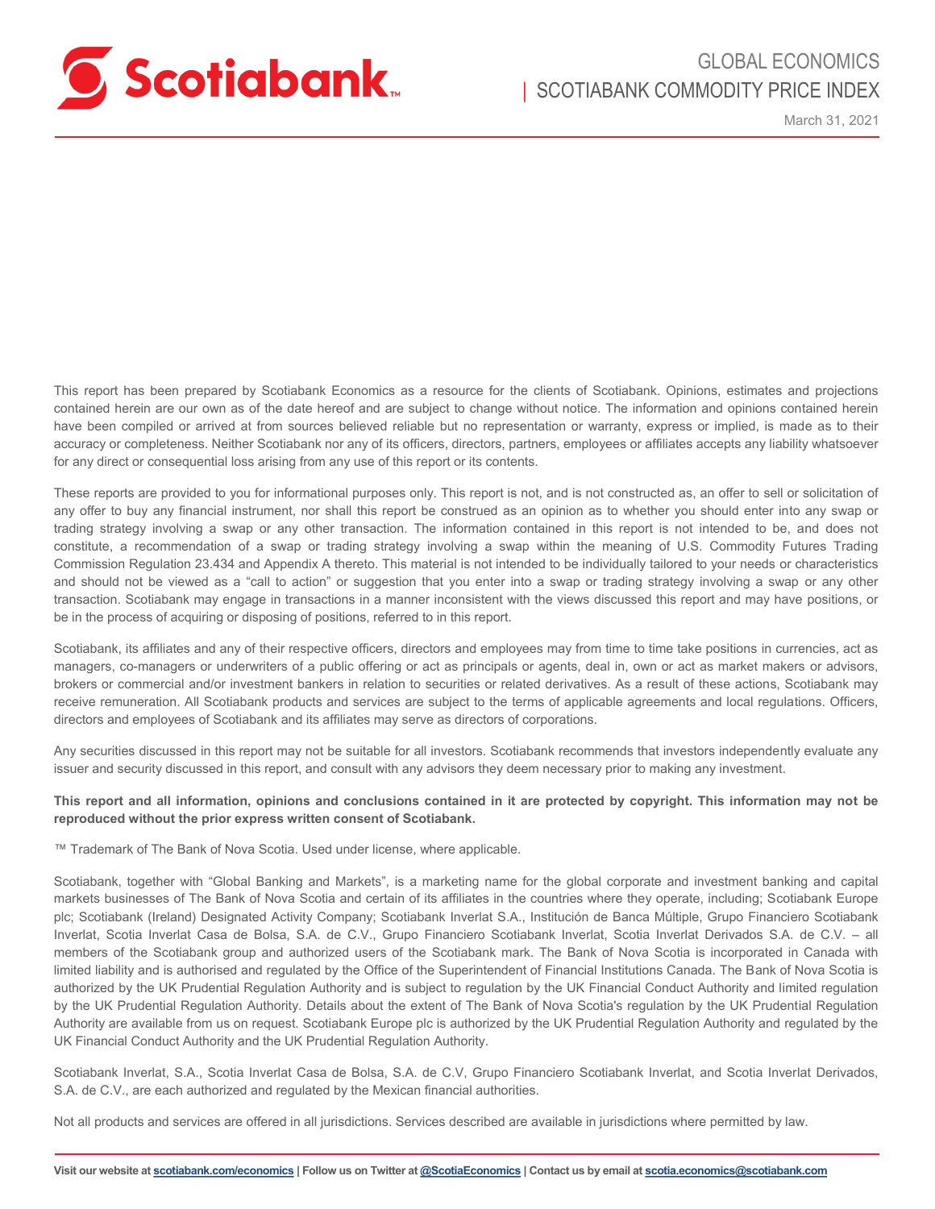This report has been prepared by Scotiabank Economics as a resource for the clients of Scotiabank. Opinions, estimates and projections contained herein are our own as of the date hereof and are subject to change without notice. The information and opinions contained herein have been compiled or arrived at from sources believed reliable but no representation or warranty, express or implied, is made as to their accuracy or completeness. Neither Scotiabank nor any of its officers, directors, partners, employees or affiliates accepts any liability whatsoever for any direct or consequential loss arising from any use of this report or its contents.

These reports are provided to you for informational purposes only. This report is not, and is not constructed as, an offer to sell or solicitation of any offer to buy any financial instrument, nor shall this report be construed as an opinion as to whether you should enter into any swap or trading strategy involving a swap or any other transaction. The information contained in this report is not intended to be, and does not constitute, a recommendation of a swap or trading strategy involving a swap within the meaning of U.S. Commodity Futures Trading Commission Regulation 23.434 and Appendix A thereto. This material is not intended to be individually tailored to your needs or characteristics and should not be viewed as a "call to action" or suggestion that you enter into a swap or trading strategy involving a swap or any other transaction. Scotiabank may engage in transactions in a manner inconsistent with the views discussed this report and may have positions, or be in the process of acquiring or disposing of positions, referred to in this report.

Scotiabank, its affiliates and any of their respective officers, directors and employees may from time to time take positions in currencies, act as managers, co-managers or underwriters of a public offering or act as principals or agents, deal in, own or act as market makers or advisors, brokers or commercial and/or investment bankers in relation to securities or related derivatives. As a result of these actions, Scotiabank may receive remuneration. All Scotiabank products and services are subject to the terms of applicable agreements and local regulations. Officers, directors and employees of Scotiabank and its affiliates may serve as directors of corporations.

Any securities discussed in this report may not be suitable for all investors. Scotiabank recommends that investors independently evaluate any issuer and security discussed in this report, and consult with any advisors they deem necessary prior to making any investment.

**This report and all information, opinions and conclusions contained in it are protected by copyright. This information may not be reproduced without the prior express written consent of Scotiabank.**

™ Trademark of The Bank of Nova Scotia. Used under license, where applicable.

Scotiabank, together with "Global Banking and Markets", is a marketing name for the global corporate and investment banking and capital markets businesses of The Bank of Nova Scotia and certain of its affiliates in the countries where they operate, including; Scotiabank Europe plc; Scotiabank (Ireland) Designated Activity Company; Scotiabank Inverlat S.A., Institución de Banca Múltiple, Grupo Financiero Scotiabank Inverlat, Scotia Inverlat Casa de Bolsa, S.A. de C.V., Grupo Financiero Scotiabank Inverlat, Scotia Inverlat Derivados S.A. de C.V. – all members of the Scotiabank group and authorized users of the Scotiabank mark. The Bank of Nova Scotia is incorporated in Canada with limited liability and is authorised and regulated by the Office of the Superintendent of Financial Institutions Canada. The Bank of Nova Scotia is authorized by the UK Prudential Regulation Authority and is subject to regulation by the UK Financial Conduct Authority and limited regulation by the UK Prudential Regulation Authority. Details about the extent of The Bank of Nova Scotia's regulation by the UK Prudential Regulation Authority are available from us on request. Scotiabank Europe plc is authorized by the UK Prudential Regulation Authority and regulated by the UK Financial Conduct Authority and the UK Prudential Regulation Authority.

Scotiabank Inverlat, S.A., Scotia Inverlat Casa de Bolsa, S.A. de C.V, Grupo Financiero Scotiabank Inverlat, and Scotia Inverlat Derivados, S.A. de C.V., are each authorized and regulated by the Mexican financial authorities.

Not all products and services are offered in all jurisdictions. Services described are available in jurisdictions where permitted by law.